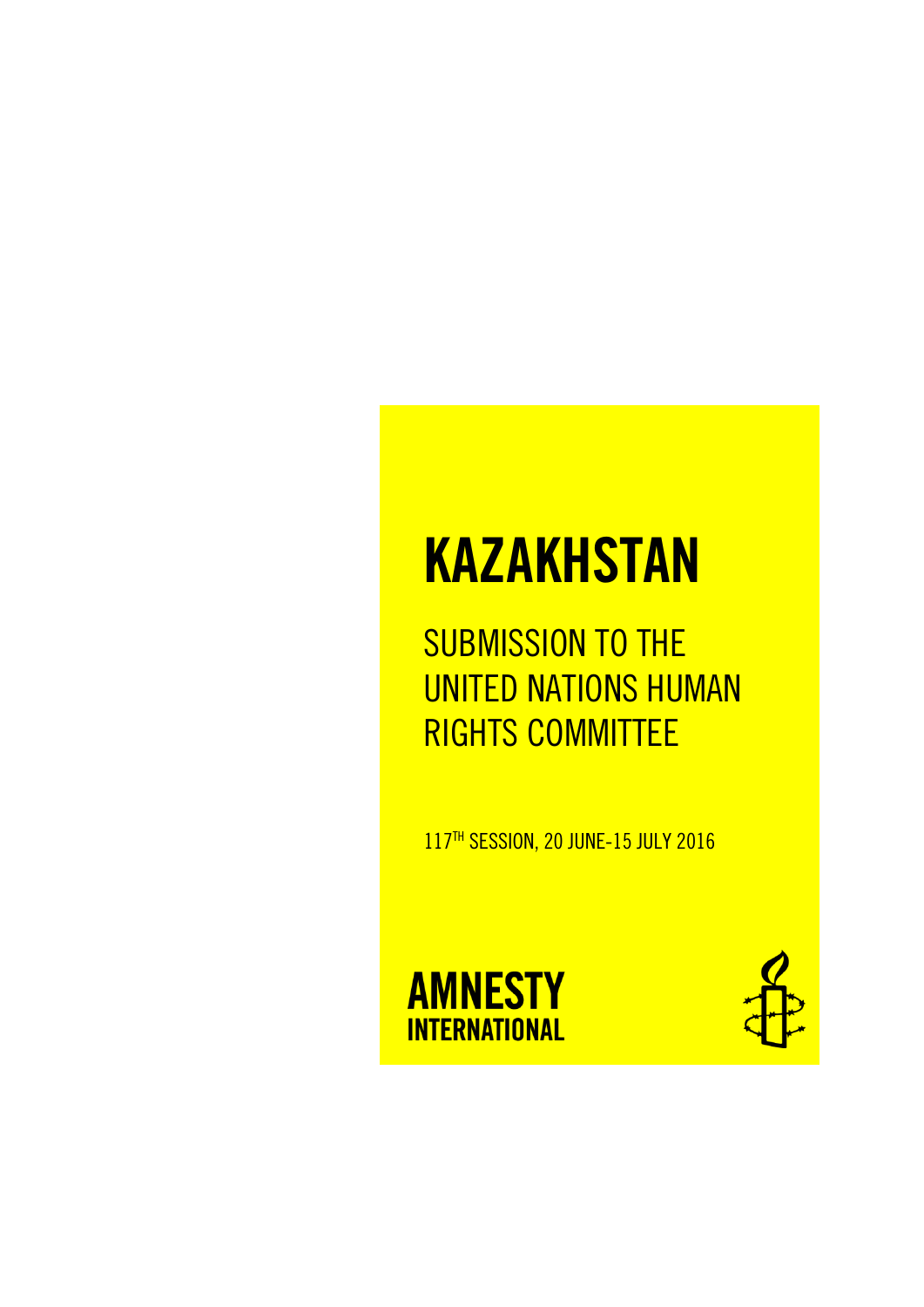# KAZAKHSTAN

## SUBMISSION TO THE UNITED NATIONS HUMAN RIGHTS COMMITTEE

117TH SESSION, 20 JUNE-15 JULY 2016

AMNESTY INTERNATIONAL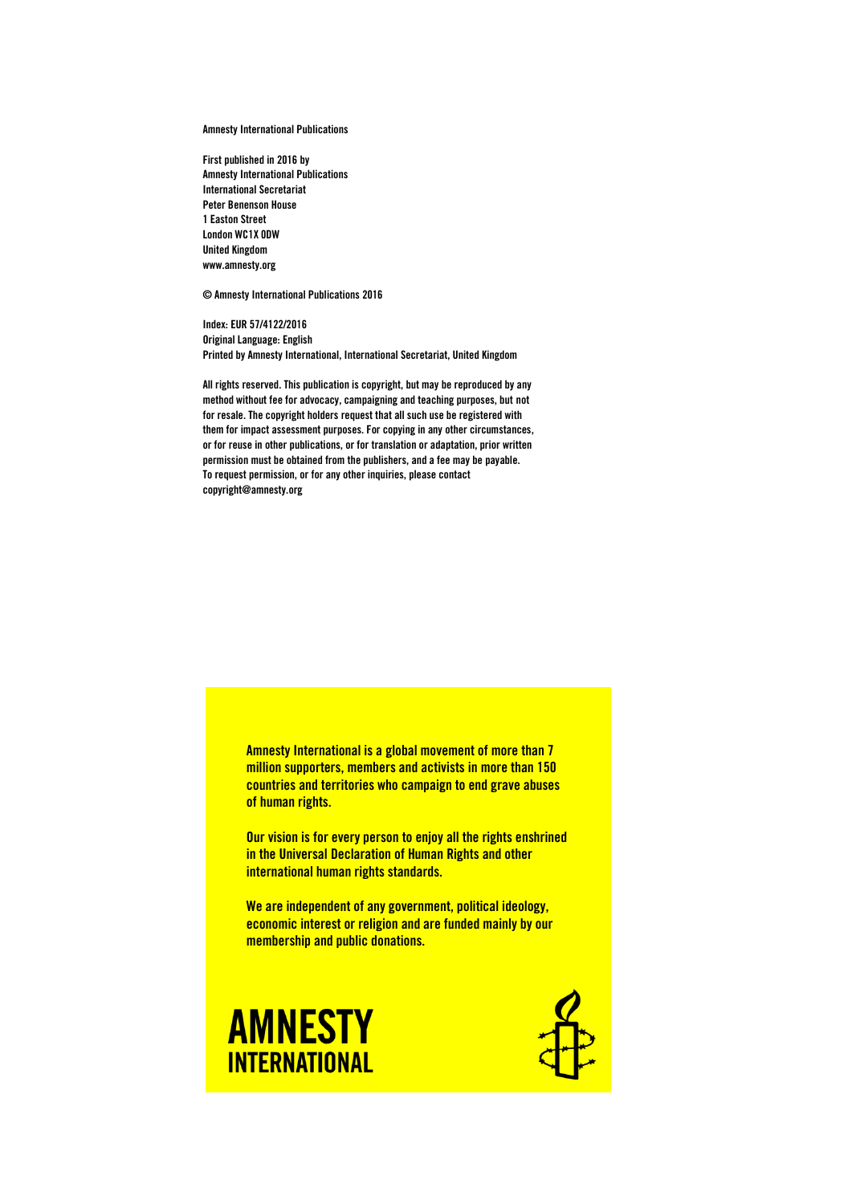Amnesty International Publications

First published in 2016 by
Amnesty International Publications
International Secretariat
Peter Benenson House
1 Easton Street
London WC1X 0DW
United Kingdom
www.amnesty.org

© Amnesty International Publications 2016

Index: EUR 57/4122/2016
Original Language: English
Printed by Amnesty International, International Secretariat, United Kingdom

All rights reserved. This publication is copyright, but may be reproduced by any method without fee for advocacy, campaigning and teaching purposes, but not for resale. The copyright holders request that all such use be registered with them for impact assessment purposes. For copying in any other circumstances, or for reuse in other publications, or for translation or adaptation, prior written permission must be obtained from the publishers, and a fee may be payable. To request permission, or for any other inquiries, please contact copyright@amnesty.org

Amnesty International is a global movement of more than 7 million supporters, members and activists in more than 150 countries and territories who campaign to end grave abuses of human rights.

Our vision is for every person to enjoy all the rights enshrined in the Universal Declaration of Human Rights and other international human rights standards.

We are independent of any government, political ideology, economic interest or religion and are funded mainly by our membership and public donations.

AMNESTY INTERNATIONAL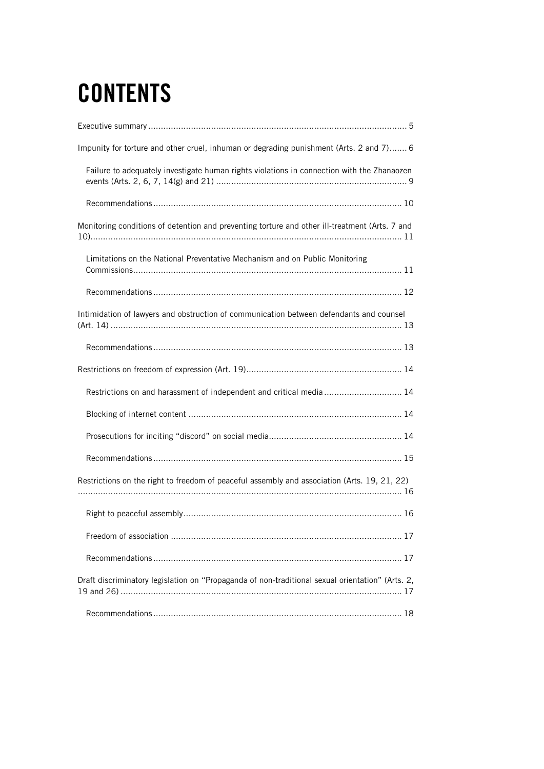# CONTENTS

Executive summary ..... 5

Impunity for torture and other cruel, inhuman or degrading punishment (Arts. 2 and 7) ..... 6

- Failure to adequately investigate human rights violations in connection with the Zhanaozen events (Arts. 2, 6, 7, 14(g) and 21) ..... 9
- Recommendations ..... 10

Monitoring conditions of detention and preventing torture and other ill-treatment (Arts. 7 and 10) ..... 11

- Limitations on the National Preventative Mechanism and on Public Monitoring Commissions ..... 11
- Recommendations ..... 12

Intimidation of lawyers and obstruction of communication between defendants and counsel (Art. 14) ..... 13

- Recommendations ..... 13

Restrictions on freedom of expression (Art. 19) ..... 14

- Restrictions on and harassment of independent and critical media ..... 14
- Blocking of internet content ..... 14
- Prosecutions for inciting "discord" on social media ..... 14
- Recommendations ..... 15

Restrictions on the right to freedom of peaceful assembly and association (Arts. 19, 21, 22) ..... 16

- Right to peaceful assembly ..... 16
- Freedom of association ..... 17
- Recommendations ..... 17

Draft discriminatory legislation on "Propaganda of non-traditional sexual orientation" (Arts. 2, 19 and 26) ..... 17

- Recommendations ..... 18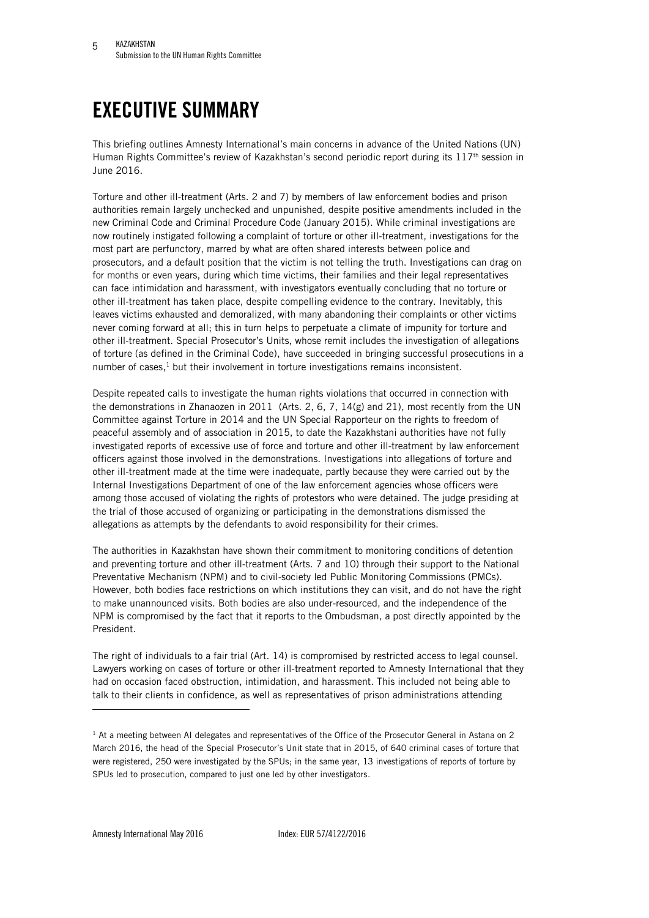# EXECUTIVE SUMMARY

This briefing outlines Amnesty International's main concerns in advance of the United Nations (UN) Human Rights Committee's review of Kazakhstan's second periodic report during its 117th session in June 2016.

Torture and other ill-treatment (Arts. 2 and 7) by members of law enforcement bodies and prison authorities remain largely unchecked and unpunished, despite positive amendments included in the new Criminal Code and Criminal Procedure Code (January 2015). While criminal investigations are now routinely instigated following a complaint of torture or other ill-treatment, investigations for the most part are perfunctory, marred by what are often shared interests between police and prosecutors, and a default position that the victim is not telling the truth. Investigations can drag on for months or even years, during which time victims, their families and their legal representatives can face intimidation and harassment, with investigators eventually concluding that no torture or other ill-treatment has taken place, despite compelling evidence to the contrary. Inevitably, this leaves victims exhausted and demoralized, with many abandoning their complaints or other victims never coming forward at all; this in turn helps to perpetuate a climate of impunity for torture and other ill-treatment. Special Prosecutor's Units, whose remit includes the investigation of allegations of torture (as defined in the Criminal Code), have succeeded in bringing successful prosecutions in a number of cases,[1] but their involvement in torture investigations remains inconsistent.

Despite repeated calls to investigate the human rights violations that occurred in connection with the demonstrations in Zhanaozen in 2011 (Arts. 2, 6, 7, 14(g) and 21), most recently from the UN Committee against Torture in 2014 and the UN Special Rapporteur on the rights to freedom of peaceful assembly and of association in 2015, to date the Kazakhstani authorities have not fully investigated reports of excessive use of force and torture and other ill-treatment by law enforcement officers against those involved in the demonstrations. Investigations into allegations of torture and other ill-treatment made at the time were inadequate, partly because they were carried out by the Internal Investigations Department of one of the law enforcement agencies whose officers were among those accused of violating the rights of protestors who were detained. The judge presiding at the trial of those accused of organizing or participating in the demonstrations dismissed the allegations as attempts by the defendants to avoid responsibility for their crimes.

The authorities in Kazakhstan have shown their commitment to monitoring conditions of detention and preventing torture and other ill-treatment (Arts. 7 and 10) through their support to the National Preventative Mechanism (NPM) and to civil-society led Public Monitoring Commissions (PMCs). However, both bodies face restrictions on which institutions they can visit, and do not have the right to make unannounced visits. Both bodies are also under-resourced, and the independence of the NPM is compromised by the fact that it reports to the Ombudsman, a post directly appointed by the President.

The right of individuals to a fair trial (Art. 14) is compromised by restricted access to legal counsel. Lawyers working on cases of torture or other ill-treatment reported to Amnesty International that they had on occasion faced obstruction, intimidation, and harassment. This included not being able to talk to their clients in confidence, as well as representatives of prison administrations attending

---

[1] At a meeting between AI delegates and representatives of the Office of the Prosecutor General in Astana on 2 March 2016, the head of the Special Prosecutor's Unit state that in 2015, of 640 criminal cases of torture that were registered, 250 were investigated by the SPUs; in the same year, 13 investigations of reports of torture by SPUs led to prosecution, compared to just one led by other investigators.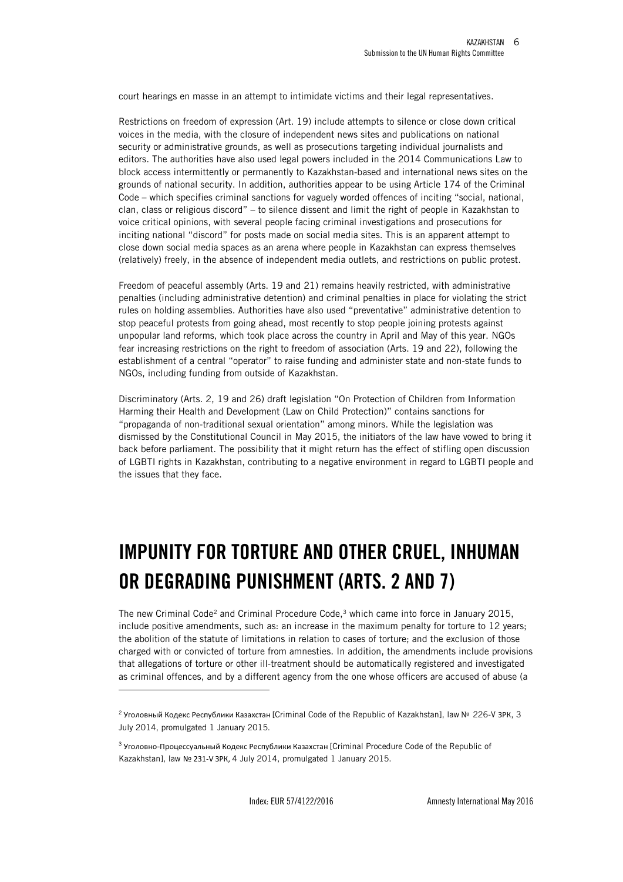court hearings en masse in an attempt to intimidate victims and their legal representatives.

Restrictions on freedom of expression (Art. 19) include attempts to silence or close down critical voices in the media, with the closure of independent news sites and publications on national security or administrative grounds, as well as prosecutions targeting individual journalists and editors. The authorities have also used legal powers included in the 2014 Communications Law to block access intermittently or permanently to Kazakhstan-based and international news sites on the grounds of national security. In addition, authorities appear to be using Article 174 of the Criminal Code – which specifies criminal sanctions for vaguely worded offences of inciting "social, national, clan, class or religious discord" – to silence dissent and limit the right of people in Kazakhstan to voice critical opinions, with several people facing criminal investigations and prosecutions for inciting national "discord" for posts made on social media sites. This is an apparent attempt to close down social media spaces as an arena where people in Kazakhstan can express themselves (relatively) freely, in the absence of independent media outlets, and restrictions on public protest.

Freedom of peaceful assembly (Arts. 19 and 21) remains heavily restricted, with administrative penalties (including administrative detention) and criminal penalties in place for violating the strict rules on holding assemblies. Authorities have also used "preventative" administrative detention to stop peaceful protests from going ahead, most recently to stop people joining protests against unpopular land reforms, which took place across the country in April and May of this year. NGOs fear increasing restrictions on the right to freedom of association (Arts. 19 and 22), following the establishment of a central "operator" to raise funding and administer state and non-state funds to NGOs, including funding from outside of Kazakhstan.

Discriminatory (Arts. 2, 19 and 26) draft legislation "On Protection of Children from Information Harming their Health and Development (Law on Child Protection)" contains sanctions for "propaganda of non-traditional sexual orientation" among minors. While the legislation was dismissed by the Constitutional Council in May 2015, the initiators of the law have vowed to bring it back before parliament. The possibility that it might return has the effect of stifling open discussion of LGBTI rights in Kazakhstan, contributing to a negative environment in regard to LGBTI people and the issues that they face.

# IMPUNITY FOR TORTURE AND OTHER CRUEL, INHUMAN OR DEGRADING PUNISHMENT (ARTS. 2 AND 7)

The new Criminal Code[2] and Criminal Procedure Code,[3] which came into force in January 2015, include positive amendments, such as: an increase in the maximum penalty for torture to 12 years; the abolition of the statute of limitations in relation to cases of torture; and the exclusion of those charged with or convicted of torture from amnesties. In addition, the amendments include provisions that allegations of torture or other ill-treatment should be automatically registered and investigated as criminal offences, and by a different agency from the one whose officers are accused of abuse (a

---

[2] Уголовный Кодекс Республики Казахстан [Criminal Code of the Republic of Kazakhstan], law № 226-V ЗРК, 3 July 2014, promulgated 1 January 2015.

[3] Уголовно-Процессуальный Кодекс Республики Казахстан [Criminal Procedure Code of the Republic of Kazakhstan], law № 231-V ЗРК, 4 July 2014, promulgated 1 January 2015.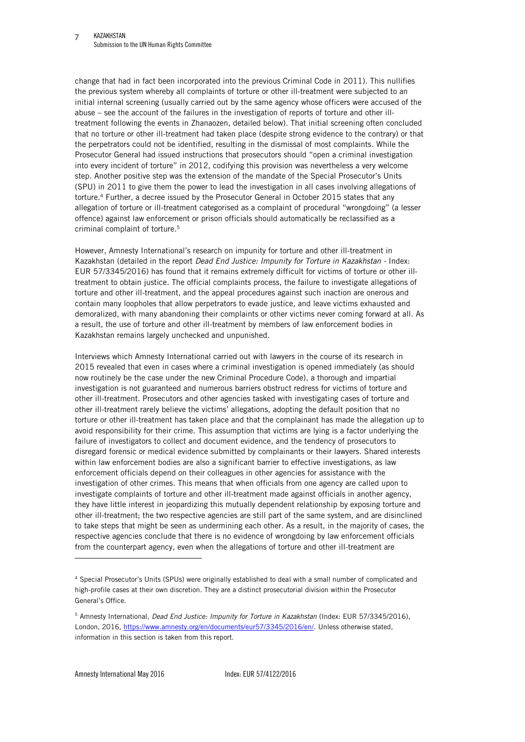change that had in fact been incorporated into the previous Criminal Code in 2011). This nullifies the previous system whereby all complaints of torture or other ill-treatment were subjected to an initial internal screening (usually carried out by the same agency whose officers were accused of the abuse – see the account of the failures in the investigation of reports of torture and other ill-treatment following the events in Zhanaozen, detailed below). That initial screening often concluded that no torture or other ill-treatment had taken place (despite strong evidence to the contrary) or that the perpetrators could not be identified, resulting in the dismissal of most complaints. While the Prosecutor General had issued instructions that prosecutors should "open a criminal investigation into every incident of torture" in 2012, codifying this provision was nevertheless a very welcome step. Another positive step was the extension of the mandate of the Special Prosecutor's Units (SPU) in 2011 to give them the power to lead the investigation in all cases involving allegations of torture.[4] Further, a decree issued by the Prosecutor General in October 2015 states that any allegation of torture or ill-treatment categorised as a complaint of procedural "wrongdoing" (a lesser offence) against law enforcement or prison officials should automatically be reclassified as a criminal complaint of torture.[5]

However, Amnesty International's research on impunity for torture and other ill-treatment in Kazakhstan (detailed in the report *Dead End Justice: Impunity for Torture in Kazakhstan* - Index: EUR 57/3345/2016) has found that it remains extremely difficult for victims of torture or other ill-treatment to obtain justice. The official complaints process, the failure to investigate allegations of torture and other ill-treatment, and the appeal procedures against such inaction are onerous and contain many loopholes that allow perpetrators to evade justice, and leave victims exhausted and demoralized, with many abandoning their complaints or other victims never coming forward at all. As a result, the use of torture and other ill-treatment by members of law enforcement bodies in Kazakhstan remains largely unchecked and unpunished.

Interviews which Amnesty International carried out with lawyers in the course of its research in 2015 revealed that even in cases where a criminal investigation is opened immediately (as should now routinely be the case under the new Criminal Procedure Code), a thorough and impartial investigation is not guaranteed and numerous barriers obstruct redress for victims of torture and other ill-treatment. Prosecutors and other agencies tasked with investigating cases of torture and other ill-treatment rarely believe the victims' allegations, adopting the default position that no torture or other ill-treatment has taken place and that the complainant has made the allegation up to avoid responsibility for their crime. This assumption that victims are lying is a factor underlying the failure of investigators to collect and document evidence, and the tendency of prosecutors to disregard forensic or medical evidence submitted by complainants or their lawyers. Shared interests within law enforcement bodies are also a significant barrier to effective investigations, as law enforcement officials depend on their colleagues in other agencies for assistance with the investigation of other crimes. This means that when officials from one agency are called upon to investigate complaints of torture and other ill-treatment made against officials in another agency, they have little interest in jeopardizing this mutually dependent relationship by exposing torture and other ill-treatment; the two respective agencies are still part of the same system, and are disinclined to take steps that might be seen as undermining each other. As a result, in the majority of cases, the respective agencies conclude that there is no evidence of wrongdoing by law enforcement officials from the counterpart agency, even when the allegations of torture and other ill-treatment are

---

[4] Special Prosecutor's Units (SPUs) were originally established to deal with a small number of complicated and high-profile cases at their own discretion. They are a distinct prosecutorial division within the Prosecutor General's Office.

[5] Amnesty International, *Dead End Justice: Impunity for Torture in Kazakhstan* (Index: EUR 57/3345/2016), London, 2016, https://www.amnesty.org/en/documents/eur57/3345/2016/en/. Unless otherwise stated, information in this section is taken from this report.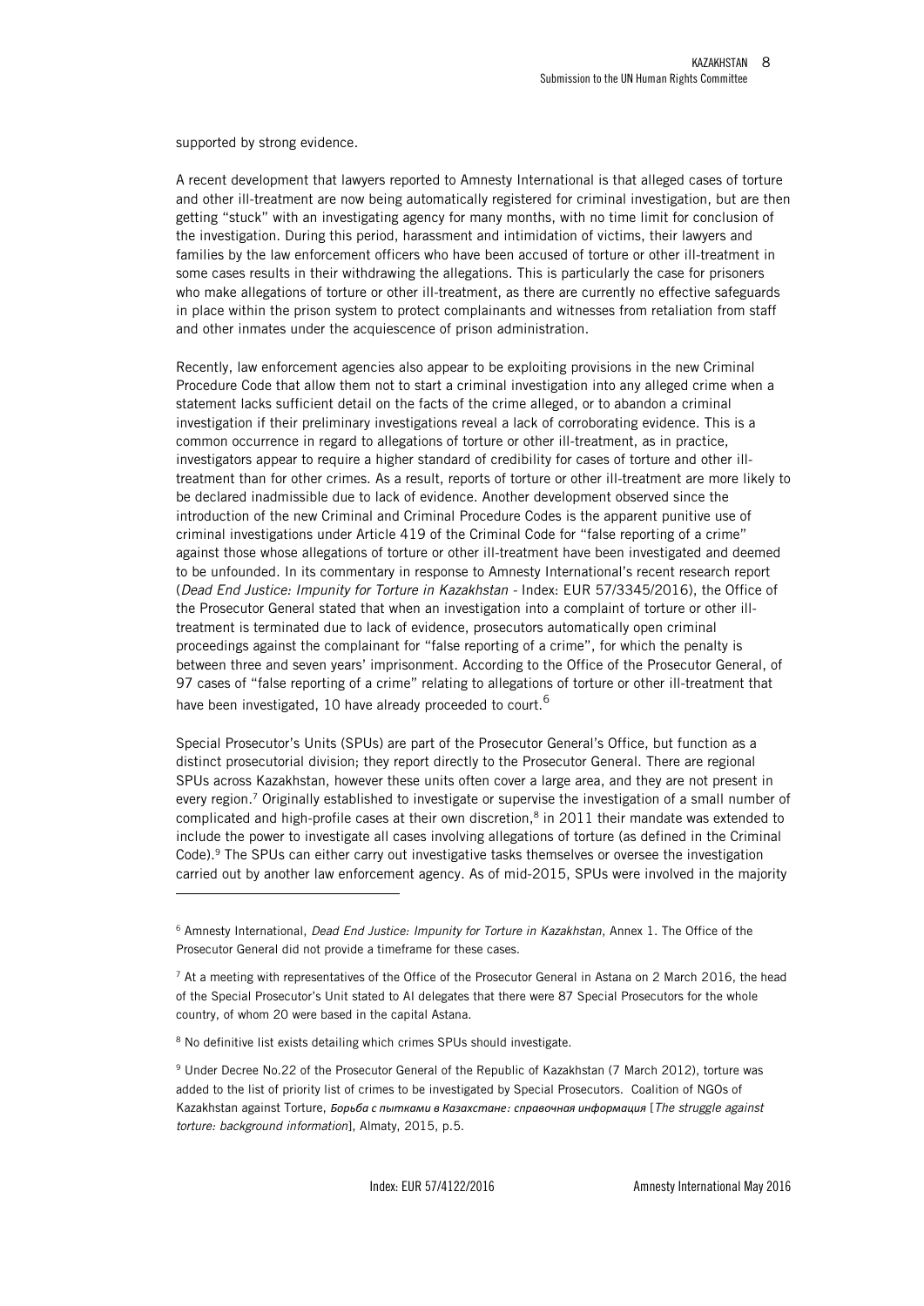supported by strong evidence.

A recent development that lawyers reported to Amnesty International is that alleged cases of torture and other ill-treatment are now being automatically registered for criminal investigation, but are then getting "stuck" with an investigating agency for many months, with no time limit for conclusion of the investigation. During this period, harassment and intimidation of victims, their lawyers and families by the law enforcement officers who have been accused of torture or other ill-treatment in some cases results in their withdrawing the allegations. This is particularly the case for prisoners who make allegations of torture or other ill-treatment, as there are currently no effective safeguards in place within the prison system to protect complainants and witnesses from retaliation from staff and other inmates under the acquiescence of prison administration.

Recently, law enforcement agencies also appear to be exploiting provisions in the new Criminal Procedure Code that allow them not to start a criminal investigation into any alleged crime when a statement lacks sufficient detail on the facts of the crime alleged, or to abandon a criminal investigation if their preliminary investigations reveal a lack of corroborating evidence. This is a common occurrence in regard to allegations of torture or other ill-treatment, as in practice, investigators appear to require a higher standard of credibility for cases of torture and other ill-treatment than for other crimes. As a result, reports of torture or other ill-treatment are more likely to be declared inadmissible due to lack of evidence. Another development observed since the introduction of the new Criminal and Criminal Procedure Codes is the apparent punitive use of criminal investigations under Article 419 of the Criminal Code for "false reporting of a crime" against those whose allegations of torture or other ill-treatment have been investigated and deemed to be unfounded. In its commentary in response to Amnesty International's recent research report (*Dead End Justice: Impunity for Torture in Kazakhstan* - Index: EUR 57/3345/2016), the Office of the Prosecutor General stated that when an investigation into a complaint of torture or other ill-treatment is terminated due to lack of evidence, prosecutors automatically open criminal proceedings against the complainant for "false reporting of a crime", for which the penalty is between three and seven years' imprisonment. According to the Office of the Prosecutor General, of 97 cases of "false reporting of a crime" relating to allegations of torture or other ill-treatment that have been investigated, 10 have already proceeded to court.[6]

Special Prosecutor's Units (SPUs) are part of the Prosecutor General's Office, but function as a distinct prosecutorial division; they report directly to the Prosecutor General. There are regional SPUs across Kazakhstan, however these units often cover a large area, and they are not present in every region.[7] Originally established to investigate or supervise the investigation of a small number of complicated and high-profile cases at their own discretion,[8] in 2011 their mandate was extended to include the power to investigate all cases involving allegations of torture (as defined in the Criminal Code).[9] The SPUs can either carry out investigative tasks themselves or oversee the investigation carried out by another law enforcement agency. As of mid-2015, SPUs were involved in the majority

---

[6] Amnesty International, *Dead End Justice: Impunity for Torture in Kazakhstan*, Annex 1. The Office of the Prosecutor General did not provide a timeframe for these cases.

[7] At a meeting with representatives of the Office of the Prosecutor General in Astana on 2 March 2016, the head of the Special Prosecutor's Unit stated to AI delegates that there were 87 Special Prosecutors for the whole country, of whom 20 were based in the capital Astana.

[8] No definitive list exists detailing which crimes SPUs should investigate.

[9] Under Decree No.22 of the Prosecutor General of the Republic of Kazakhstan (7 March 2012), torture was added to the list of priority list of crimes to be investigated by Special Prosecutors. Coalition of NGOs of Kazakhstan against Torture, *Борьба с пытками в Казахстане: справочная информация* [*The struggle against torture: background information*], Almaty, 2015, p.5.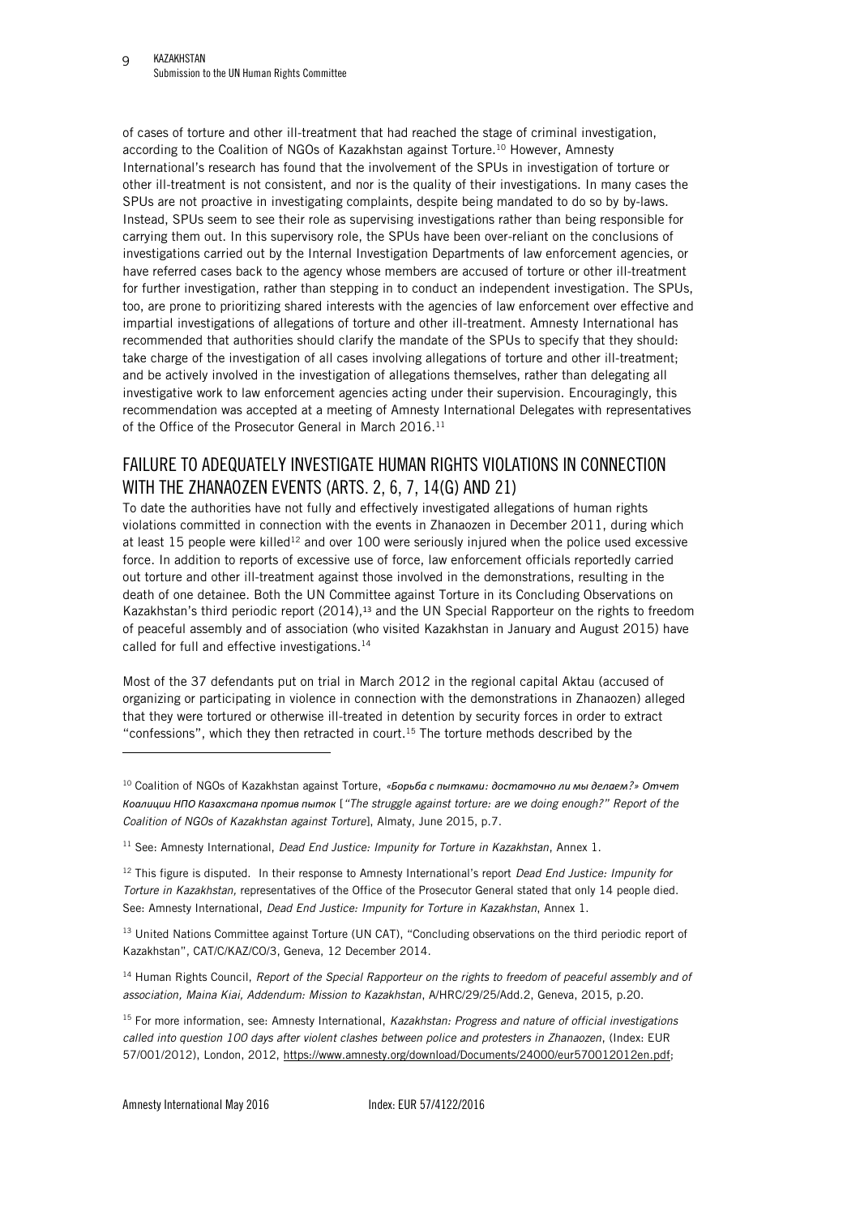of cases of torture and other ill-treatment that had reached the stage of criminal investigation, according to the Coalition of NGOs of Kazakhstan against Torture.[10] However, Amnesty International's research has found that the involvement of the SPUs in investigation of torture or other ill-treatment is not consistent, and nor is the quality of their investigations. In many cases the SPUs are not proactive in investigating complaints, despite being mandated to do so by by-laws. Instead, SPUs seem to see their role as supervising investigations rather than being responsible for carrying them out. In this supervisory role, the SPUs have been over-reliant on the conclusions of investigations carried out by the Internal Investigation Departments of law enforcement agencies, or have referred cases back to the agency whose members are accused of torture or other ill-treatment for further investigation, rather than stepping in to conduct an independent investigation. The SPUs, too, are prone to prioritizing shared interests with the agencies of law enforcement over effective and impartial investigations of allegations of torture and other ill-treatment. Amnesty International has recommended that authorities should clarify the mandate of the SPUs to specify that they should: take charge of the investigation of all cases involving allegations of torture and other ill-treatment; and be actively involved in the investigation of allegations themselves, rather than delegating all investigative work to law enforcement agencies acting under their supervision. Encouragingly, this recommendation was accepted at a meeting of Amnesty International Delegates with representatives of the Office of the Prosecutor General in March 2016.[11]

## FAILURE TO ADEQUATELY INVESTIGATE HUMAN RIGHTS VIOLATIONS IN CONNECTION WITH THE ZHANAOZEN EVENTS (ARTS. 2, 6, 7, 14(G) AND 21)

To date the authorities have not fully and effectively investigated allegations of human rights violations committed in connection with the events in Zhanaozen in December 2011, during which at least 15 people were killed[12] and over 100 were seriously injured when the police used excessive force. In addition to reports of excessive use of force, law enforcement officials reportedly carried out torture and other ill-treatment against those involved in the demonstrations, resulting in the death of one detainee. Both the UN Committee against Torture in its Concluding Observations on Kazakhstan's third periodic report (2014),[13] and the UN Special Rapporteur on the rights to freedom of peaceful assembly and of association (who visited Kazakhstan in January and August 2015) have called for full and effective investigations.[14]

Most of the 37 defendants put on trial in March 2012 in the regional capital Aktau (accused of organizing or participating in violence in connection with the demonstrations in Zhanaozen) alleged that they were tortured or otherwise ill-treated in detention by security forces in order to extract "confessions", which they then retracted in court.[15] The torture methods described by the

---

[10] Coalition of NGOs of Kazakhstan against Torture, *«Борьба с пытками: достаточно ли мы делаем?» Отчет Коалиции НПО Казахстана против пыток* [*"The struggle against torture: are we doing enough?" Report of the Coalition of NGOs of Kazakhstan against Torture*], Almaty, June 2015, p.7.

[11] See: Amnesty International, *Dead End Justice: Impunity for Torture in Kazakhstan*, Annex 1.

[12] This figure is disputed. In their response to Amnesty International's report *Dead End Justice: Impunity for Torture in Kazakhstan,* representatives of the Office of the Prosecutor General stated that only 14 people died. See: Amnesty International, *Dead End Justice: Impunity for Torture in Kazakhstan*, Annex 1.

[13] United Nations Committee against Torture (UN CAT), "Concluding observations on the third periodic report of Kazakhstan", CAT/C/KAZ/CO/3, Geneva, 12 December 2014.

[14] Human Rights Council, *Report of the Special Rapporteur on the rights to freedom of peaceful assembly and of association, Maina Kiai, Addendum: Mission to Kazakhstan*, A/HRC/29/25/Add.2, Geneva, 2015, p.20.

[15] For more information, see: Amnesty International, *Kazakhstan: Progress and nature of official investigations called into question 100 days after violent clashes between police and protesters in Zhanaozen*, (Index: EUR 57/001/2012), London, 2012, https://www.amnesty.org/download/Documents/24000/eur570012012en.pdf;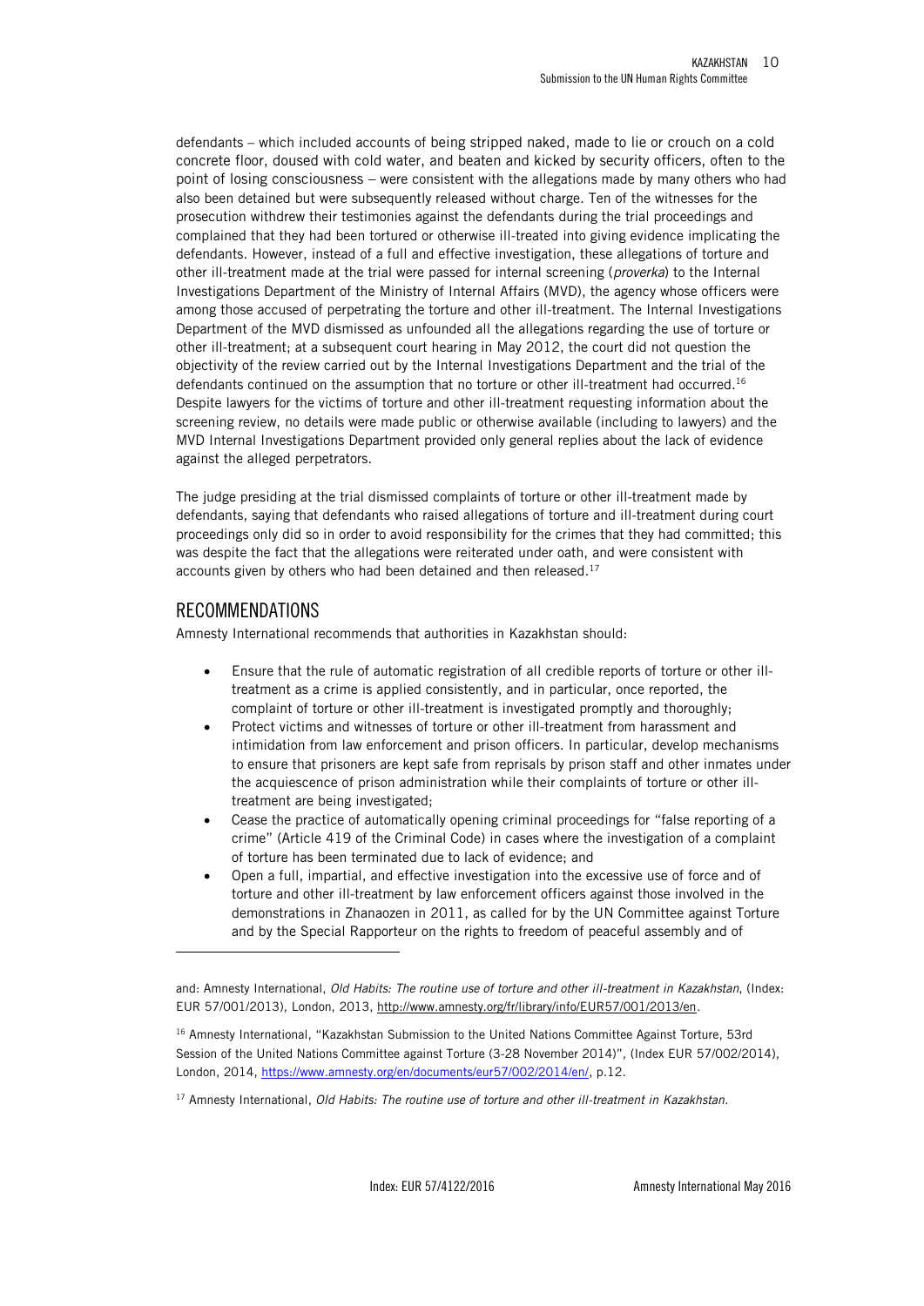defendants – which included accounts of being stripped naked, made to lie or crouch on a cold concrete floor, doused with cold water, and beaten and kicked by security officers, often to the point of losing consciousness – were consistent with the allegations made by many others who had also been detained but were subsequently released without charge. Ten of the witnesses for the prosecution withdrew their testimonies against the defendants during the trial proceedings and complained that they had been tortured or otherwise ill-treated into giving evidence implicating the defendants. However, instead of a full and effective investigation, these allegations of torture and other ill-treatment made at the trial were passed for internal screening (*proverka*) to the Internal Investigations Department of the Ministry of Internal Affairs (MVD), the agency whose officers were among those accused of perpetrating the torture and other ill-treatment. The Internal Investigations Department of the MVD dismissed as unfounded all the allegations regarding the use of torture or other ill-treatment; at a subsequent court hearing in May 2012, the court did not question the objectivity of the review carried out by the Internal Investigations Department and the trial of the defendants continued on the assumption that no torture or other ill-treatment had occurred.[16] Despite lawyers for the victims of torture and other ill-treatment requesting information about the screening review, no details were made public or otherwise available (including to lawyers) and the MVD Internal Investigations Department provided only general replies about the lack of evidence against the alleged perpetrators.

The judge presiding at the trial dismissed complaints of torture or other ill-treatment made by defendants, saying that defendants who raised allegations of torture and ill-treatment during court proceedings only did so in order to avoid responsibility for the crimes that they had committed; this was despite the fact that the allegations were reiterated under oath, and were consistent with accounts given by others who had been detained and then released.[17]

## RECOMMENDATIONS

Amnesty International recommends that authorities in Kazakhstan should:

- Ensure that the rule of automatic registration of all credible reports of torture or other ill-treatment as a crime is applied consistently, and in particular, once reported, the complaint of torture or other ill-treatment is investigated promptly and thoroughly;
- Protect victims and witnesses of torture or other ill-treatment from harassment and intimidation from law enforcement and prison officers. In particular, develop mechanisms to ensure that prisoners are kept safe from reprisals by prison staff and other inmates under the acquiescence of prison administration while their complaints of torture or other ill-treatment are being investigated;
- Cease the practice of automatically opening criminal proceedings for "false reporting of a crime" (Article 419 of the Criminal Code) in cases where the investigation of a complaint of torture has been terminated due to lack of evidence; and
- Open a full, impartial, and effective investigation into the excessive use of force and of torture and other ill-treatment by law enforcement officers against those involved in the demonstrations in Zhanaozen in 2011, as called for by the UN Committee against Torture and by the Special Rapporteur on the rights to freedom of peaceful assembly and of

---

and: Amnesty International, *Old Habits: The routine use of torture and other ill-treatment in Kazakhstan*, (Index: EUR 57/001/2013), London, 2013, http://www.amnesty.org/fr/library/info/EUR57/001/2013/en.

[16] Amnesty International, "Kazakhstan Submission to the United Nations Committee Against Torture, 53rd Session of the United Nations Committee against Torture (3-28 November 2014)", (Index EUR 57/002/2014), London, 2014, https://www.amnesty.org/en/documents/eur57/002/2014/en/, p.12.

[17] Amnesty International, *Old Habits: The routine use of torture and other ill-treatment in Kazakhstan.*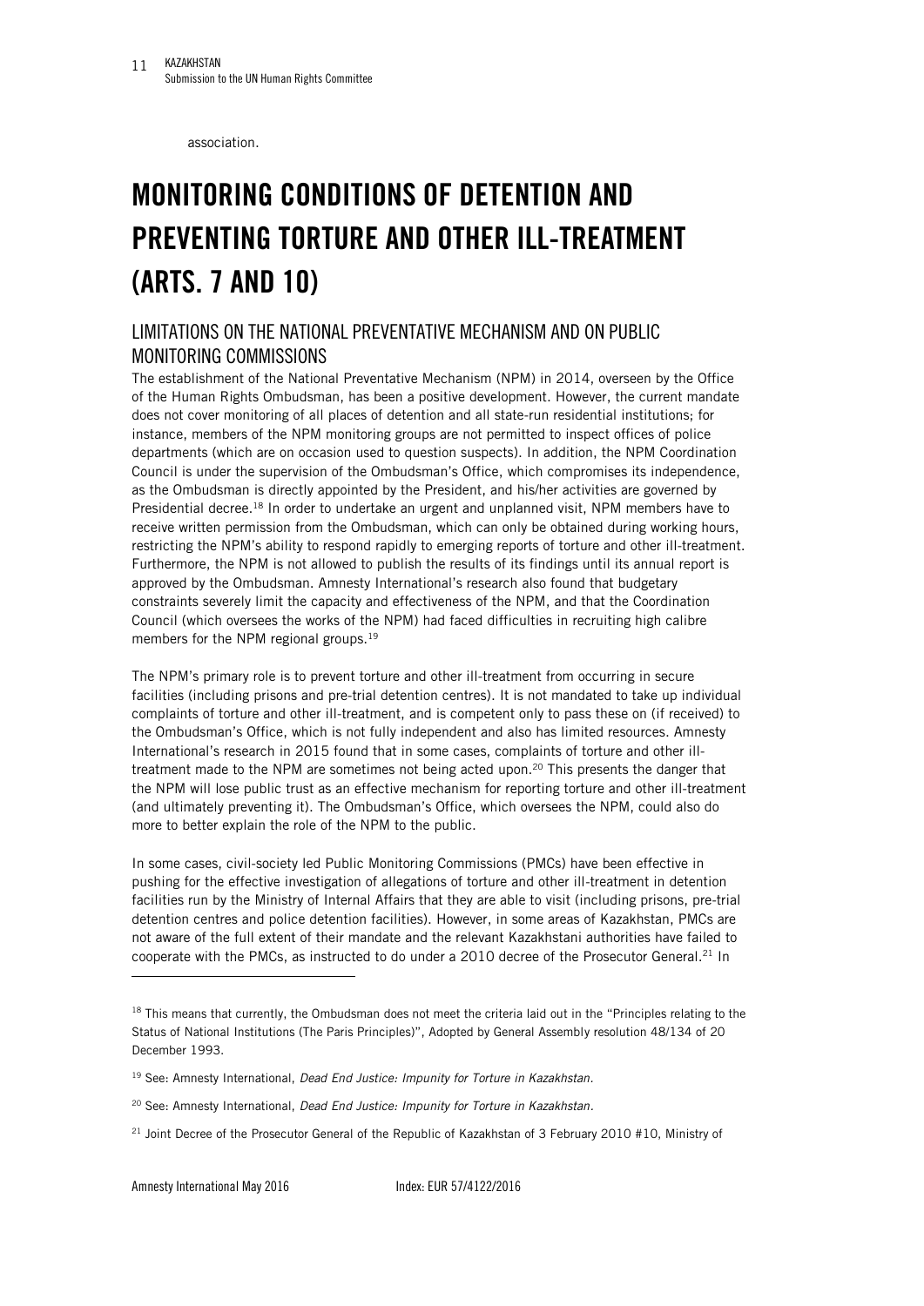association.

# MONITORING CONDITIONS OF DETENTION AND PREVENTING TORTURE AND OTHER ILL-TREATMENT (ARTS. 7 AND 10)

## LIMITATIONS ON THE NATIONAL PREVENTATIVE MECHANISM AND ON PUBLIC MONITORING COMMISSIONS

The establishment of the National Preventative Mechanism (NPM) in 2014, overseen by the Office of the Human Rights Ombudsman, has been a positive development. However, the current mandate does not cover monitoring of all places of detention and all state-run residential institutions; for instance, members of the NPM monitoring groups are not permitted to inspect offices of police departments (which are on occasion used to question suspects). In addition, the NPM Coordination Council is under the supervision of the Ombudsman's Office, which compromises its independence, as the Ombudsman is directly appointed by the President, and his/her activities are governed by Presidential decree.[18] In order to undertake an urgent and unplanned visit, NPM members have to receive written permission from the Ombudsman, which can only be obtained during working hours, restricting the NPM's ability to respond rapidly to emerging reports of torture and other ill-treatment. Furthermore, the NPM is not allowed to publish the results of its findings until its annual report is approved by the Ombudsman. Amnesty International's research also found that budgetary constraints severely limit the capacity and effectiveness of the NPM, and that the Coordination Council (which oversees the works of the NPM) had faced difficulties in recruiting high calibre members for the NPM regional groups.[19]

The NPM's primary role is to prevent torture and other ill-treatment from occurring in secure facilities (including prisons and pre-trial detention centres). It is not mandated to take up individual complaints of torture and other ill-treatment, and is competent only to pass these on (if received) to the Ombudsman's Office, which is not fully independent and also has limited resources. Amnesty International's research in 2015 found that in some cases, complaints of torture and other ill-treatment made to the NPM are sometimes not being acted upon.[20] This presents the danger that the NPM will lose public trust as an effective mechanism for reporting torture and other ill-treatment (and ultimately preventing it). The Ombudsman's Office, which oversees the NPM, could also do more to better explain the role of the NPM to the public.

In some cases, civil-society led Public Monitoring Commissions (PMCs) have been effective in pushing for the effective investigation of allegations of torture and other ill-treatment in detention facilities run by the Ministry of Internal Affairs that they are able to visit (including prisons, pre-trial detention centres and police detention facilities). However, in some areas of Kazakhstan, PMCs are not aware of the full extent of their mandate and the relevant Kazakhstani authorities have failed to cooperate with the PMCs, as instructed to do under a 2010 decree of the Prosecutor General.[21] In

---

[18] This means that currently, the Ombudsman does not meet the criteria laid out in the "Principles relating to the Status of National Institutions (The Paris Principles)", Adopted by General Assembly resolution 48/134 of 20 December 1993.

[19] See: Amnesty International, *Dead End Justice: Impunity for Torture in Kazakhstan.*

[20] See: Amnesty International, *Dead End Justice: Impunity for Torture in Kazakhstan.*

[21] Joint Decree of the Prosecutor General of the Republic of Kazakhstan of 3 February 2010 #10, Ministry of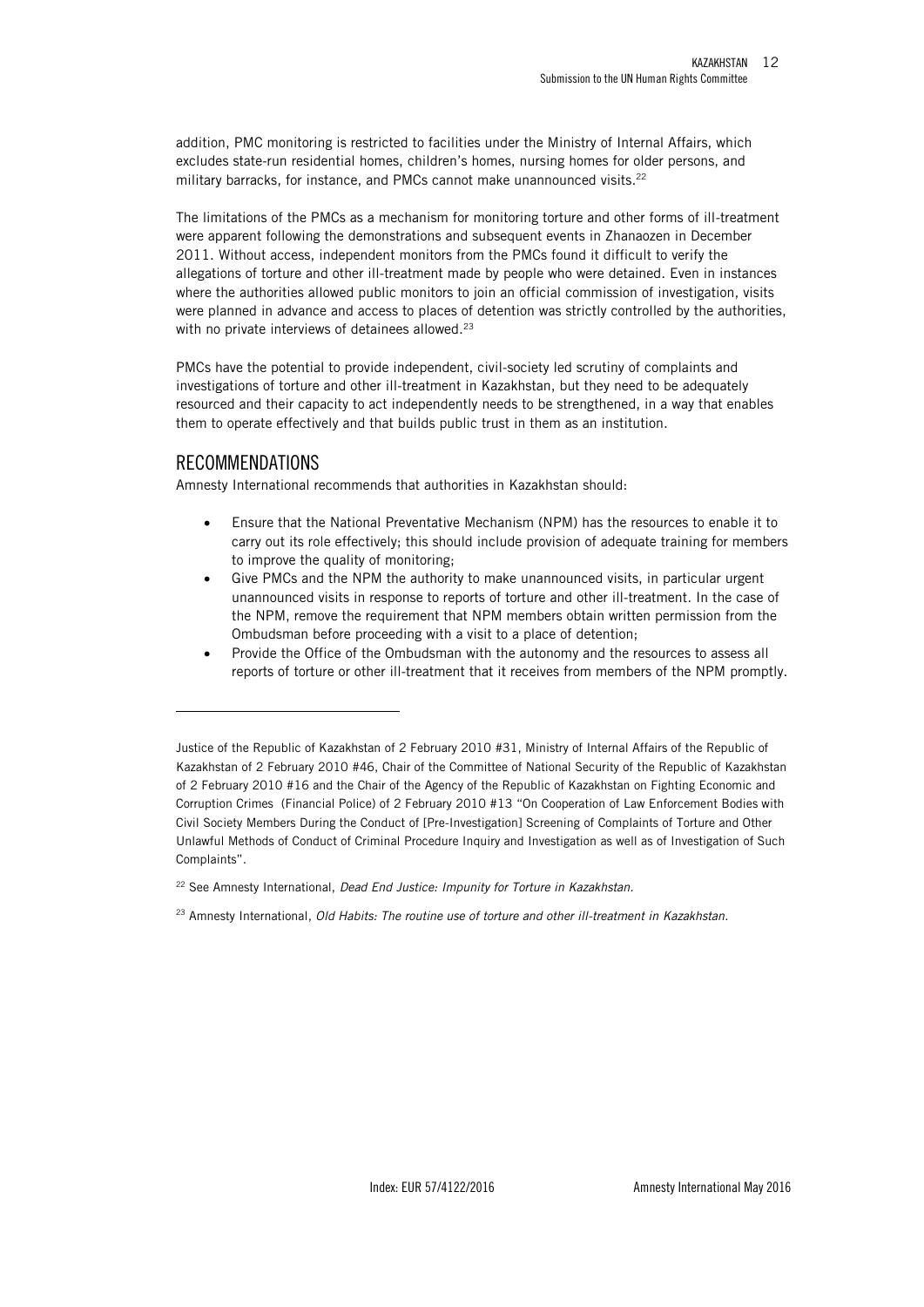addition, PMC monitoring is restricted to facilities under the Ministry of Internal Affairs, which excludes state-run residential homes, children's homes, nursing homes for older persons, and military barracks, for instance, and PMCs cannot make unannounced visits.[22]

The limitations of the PMCs as a mechanism for monitoring torture and other forms of ill-treatment were apparent following the demonstrations and subsequent events in Zhanaozen in December 2011. Without access, independent monitors from the PMCs found it difficult to verify the allegations of torture and other ill-treatment made by people who were detained. Even in instances where the authorities allowed public monitors to join an official commission of investigation, visits were planned in advance and access to places of detention was strictly controlled by the authorities, with no private interviews of detainees allowed.[23]

PMCs have the potential to provide independent, civil-society led scrutiny of complaints and investigations of torture and other ill-treatment in Kazakhstan, but they need to be adequately resourced and their capacity to act independently needs to be strengthened, in a way that enables them to operate effectively and that builds public trust in them as an institution.

## RECOMMENDATIONS

Amnesty International recommends that authorities in Kazakhstan should:

- Ensure that the National Preventative Mechanism (NPM) has the resources to enable it to carry out its role effectively; this should include provision of adequate training for members to improve the quality of monitoring;
- Give PMCs and the NPM the authority to make unannounced visits, in particular urgent unannounced visits in response to reports of torture and other ill-treatment. In the case of the NPM, remove the requirement that NPM members obtain written permission from the Ombudsman before proceeding with a visit to a place of detention;
- Provide the Office of the Ombudsman with the autonomy and the resources to assess all reports of torture or other ill-treatment that it receives from members of the NPM promptly.

---

Justice of the Republic of Kazakhstan of 2 February 2010 #31, Ministry of Internal Affairs of the Republic of Kazakhstan of 2 February 2010 #46, Chair of the Committee of National Security of the Republic of Kazakhstan of 2 February 2010 #16 and the Chair of the Agency of the Republic of Kazakhstan on Fighting Economic and Corruption Crimes (Financial Police) of 2 February 2010 #13 "On Cooperation of Law Enforcement Bodies with Civil Society Members During the Conduct of [Pre-Investigation] Screening of Complaints of Torture and Other Unlawful Methods of Conduct of Criminal Procedure Inquiry and Investigation as well as of Investigation of Such Complaints".

[22] See Amnesty International, *Dead End Justice: Impunity for Torture in Kazakhstan.*

[23] Amnesty International, *Old Habits: The routine use of torture and other ill-treatment in Kazakhstan.*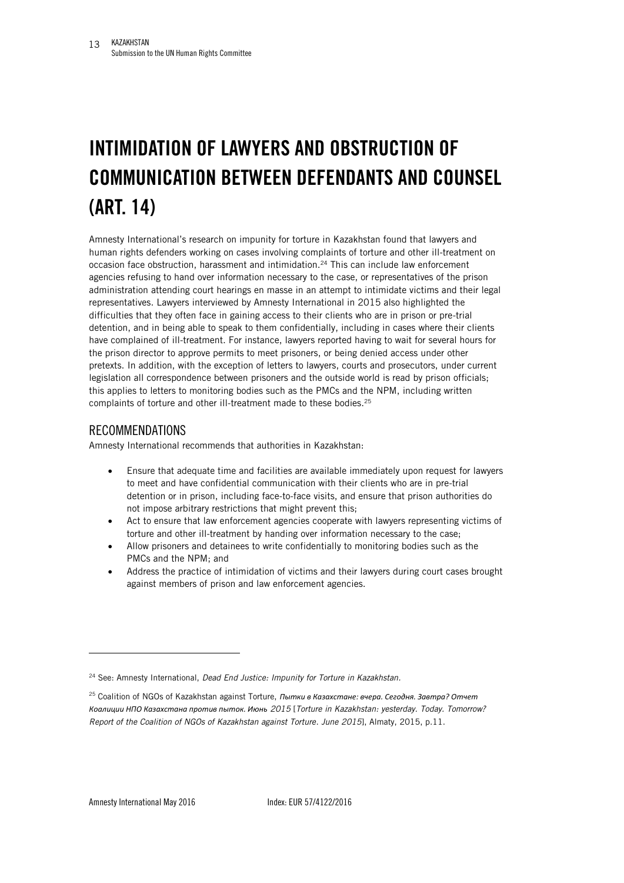# INTIMIDATION OF LAWYERS AND OBSTRUCTION OF COMMUNICATION BETWEEN DEFENDANTS AND COUNSEL (ART. 14)

Amnesty International's research on impunity for torture in Kazakhstan found that lawyers and human rights defenders working on cases involving complaints of torture and other ill-treatment on occasion face obstruction, harassment and intimidation.[24] This can include law enforcement agencies refusing to hand over information necessary to the case, or representatives of the prison administration attending court hearings en masse in an attempt to intimidate victims and their legal representatives. Lawyers interviewed by Amnesty International in 2015 also highlighted the difficulties that they often face in gaining access to their clients who are in prison or pre-trial detention, and in being able to speak to them confidentially, including in cases where their clients have complained of ill-treatment. For instance, lawyers reported having to wait for several hours for the prison director to approve permits to meet prisoners, or being denied access under other pretexts. In addition, with the exception of letters to lawyers, courts and prosecutors, under current legislation all correspondence between prisoners and the outside world is read by prison officials; this applies to letters to monitoring bodies such as the PMCs and the NPM, including written complaints of torture and other ill-treatment made to these bodies.[25]

## RECOMMENDATIONS

Amnesty International recommends that authorities in Kazakhstan:

- Ensure that adequate time and facilities are available immediately upon request for lawyers to meet and have confidential communication with their clients who are in pre-trial detention or in prison, including face-to-face visits, and ensure that prison authorities do not impose arbitrary restrictions that might prevent this;
- Act to ensure that law enforcement agencies cooperate with lawyers representing victims of torture and other ill-treatment by handing over information necessary to the case;
- Allow prisoners and detainees to write confidentially to monitoring bodies such as the PMCs and the NPM; and
- Address the practice of intimidation of victims and their lawyers during court cases brought against members of prison and law enforcement agencies.

---

[24] See: Amnesty International, *Dead End Justice: Impunity for Torture in Kazakhstan.*

[25] Coalition of NGOs of Kazakhstan against Torture, *Пытки в Казахстане: вчера. Сегодня. Завтра? Отчет Коалиции НПО Казахстана против пыток. Июнь 2015* [*Torture in Kazakhstan: yesterday. Today. Tomorrow? Report of the Coalition of NGOs of Kazakhstan against Torture. June 2015*], Almaty, 2015, p.11.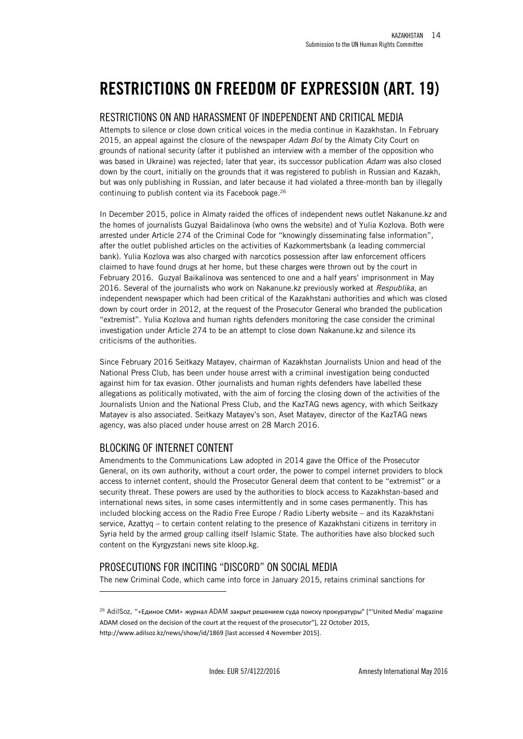# RESTRICTIONS ON FREEDOM OF EXPRESSION (ART. 19)

## RESTRICTIONS ON AND HARASSMENT OF INDEPENDENT AND CRITICAL MEDIA

Attempts to silence or close down critical voices in the media continue in Kazakhstan. In February 2015, an appeal against the closure of the newspaper *Adam Bol* by the Almaty City Court on grounds of national security (after it published an interview with a member of the opposition who was based in Ukraine) was rejected; later that year, its successor publication *Adam* was also closed down by the court, initially on the grounds that it was registered to publish in Russian and Kazakh, but was only publishing in Russian, and later because it had violated a three-month ban by illegally continuing to publish content via its Facebook page.[26]

In December 2015, police in Almaty raided the offices of independent news outlet Nakanune.kz and the homes of journalists Guzyal Baidalinova (who owns the website) and of Yulia Kozlova. Both were arrested under Article 274 of the Criminal Code for "knowingly disseminating false information", after the outlet published articles on the activities of Kazkommertsbank (a leading commercial bank). Yulia Kozlova was also charged with narcotics possession after law enforcement officers claimed to have found drugs at her home, but these charges were thrown out by the court in February 2016. Guzyal Baikalinova was sentenced to one and a half years' imprisonment in May 2016. Several of the journalists who work on Nakanune.kz previously worked at *Respublika*, an independent newspaper which had been critical of the Kazakhstani authorities and which was closed down by court order in 2012, at the request of the Prosecutor General who branded the publication "extremist". Yulia Kozlova and human rights defenders monitoring the case consider the criminal investigation under Article 274 to be an attempt to close down Nakanune.kz and silence its criticisms of the authorities.

Since February 2016 Seitkazy Matayev, chairman of Kazakhstan Journalists Union and head of the National Press Club, has been under house arrest with a criminal investigation being conducted against him for tax evasion. Other journalists and human rights defenders have labelled these allegations as politically motivated, with the aim of forcing the closing down of the activities of the Journalists Union and the National Press Club, and the KazTAG news agency, with which Seitkazy Matayev is also associated. Seitkazy Matayev's son, Aset Matayev, director of the KazTAG news agency, was also placed under house arrest on 28 March 2016.

## BLOCKING OF INTERNET CONTENT

Amendments to the Communications Law adopted in 2014 gave the Office of the Prosecutor General, on its own authority, without a court order, the power to compel internet providers to block access to internet content, should the Prosecutor General deem that content to be "extremist" or a security threat. These powers are used by the authorities to block access to Kazakhstan-based and international news sites, in some cases intermittently and in some cases permanently. This has included blocking access on the Radio Free Europe / Radio Liberty website – and its Kazakhstani service, Azattyq – to certain content relating to the presence of Kazakhstani citizens in territory in Syria held by the armed group calling itself Islamic State. The authorities have also blocked such content on the Kyrgyzstani news site kloop.kg.

## PROSECUTIONS FOR INCITING "DISCORD" ON SOCIAL MEDIA

The new Criminal Code, which came into force in January 2015, retains criminal sanctions for

---

[26] AdilSoz, "«Единое СМИ» журнал ADAM закрыт решением суда поиску прокуратуры" ["'United Media' magazine ADAM closed on the decision of the court at the request of the prosecutor"], 22 October 2015, http://www.adilsoz.kz/news/show/id/1869 [last accessed 4 November 2015].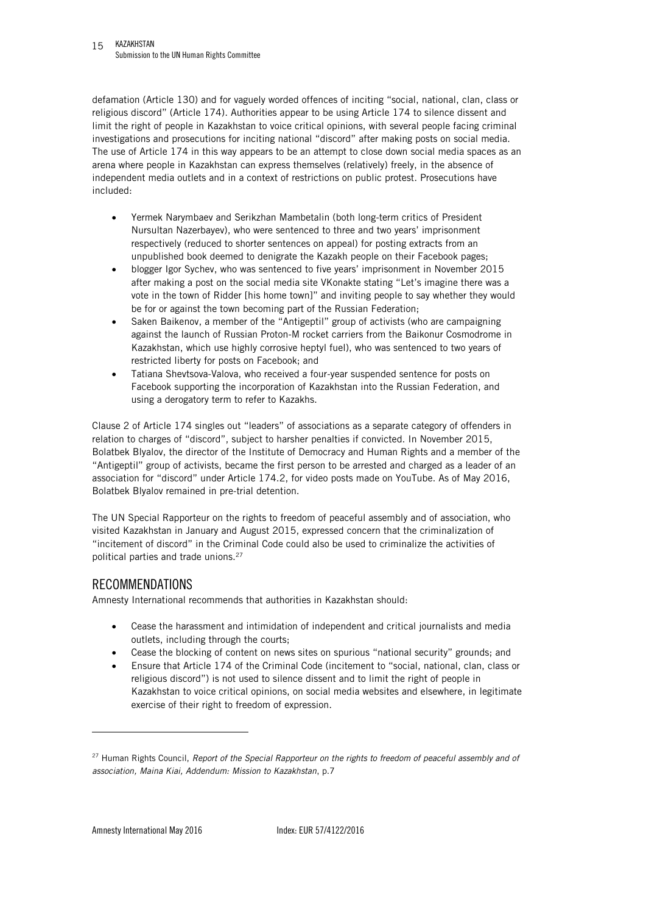defamation (Article 130) and for vaguely worded offences of inciting "social, national, clan, class or religious discord" (Article 174). Authorities appear to be using Article 174 to silence dissent and limit the right of people in Kazakhstan to voice critical opinions, with several people facing criminal investigations and prosecutions for inciting national "discord" after making posts on social media. The use of Article 174 in this way appears to be an attempt to close down social media spaces as an arena where people in Kazakhstan can express themselves (relatively) freely, in the absence of independent media outlets and in a context of restrictions on public protest. Prosecutions have included:

- Yermek Narymbaev and Serikzhan Mambetalin (both long-term critics of President Nursultan Nazerbayev), who were sentenced to three and two years' imprisonment respectively (reduced to shorter sentences on appeal) for posting extracts from an unpublished book deemed to denigrate the Kazakh people on their Facebook pages;
- blogger Igor Sychev, who was sentenced to five years' imprisonment in November 2015 after making a post on the social media site VKonakte stating "Let's imagine there was a vote in the town of Ridder [his home town]" and inviting people to say whether they would be for or against the town becoming part of the Russian Federation;
- Saken Baikenov, a member of the "Antigeptil" group of activists (who are campaigning against the launch of Russian Proton-M rocket carriers from the Baikonur Cosmodrome in Kazakhstan, which use highly corrosive heptyl fuel), who was sentenced to two years of restricted liberty for posts on Facebook; and
- Tatiana Shevtsova-Valova, who received a four-year suspended sentence for posts on Facebook supporting the incorporation of Kazakhstan into the Russian Federation, and using a derogatory term to refer to Kazakhs.

Clause 2 of Article 174 singles out "leaders" of associations as a separate category of offenders in relation to charges of "discord", subject to harsher penalties if convicted. In November 2015, Bolatbek Blyalov, the director of the Institute of Democracy and Human Rights and a member of the "Antigeptil" group of activists, became the first person to be arrested and charged as a leader of an association for "discord" under Article 174.2, for video posts made on YouTube. As of May 2016, Bolatbek Blyalov remained in pre-trial detention.

The UN Special Rapporteur on the rights to freedom of peaceful assembly and of association, who visited Kazakhstan in January and August 2015, expressed concern that the criminalization of "incitement of discord" in the Criminal Code could also be used to criminalize the activities of political parties and trade unions.[27]

## RECOMMENDATIONS

Amnesty International recommends that authorities in Kazakhstan should:

- Cease the harassment and intimidation of independent and critical journalists and media outlets, including through the courts;
- Cease the blocking of content on news sites on spurious "national security" grounds; and
- Ensure that Article 174 of the Criminal Code (incitement to "social, national, clan, class or religious discord") is not used to silence dissent and to limit the right of people in Kazakhstan to voice critical opinions, on social media websites and elsewhere, in legitimate exercise of their right to freedom of expression.

---

[27] Human Rights Council, *Report of the Special Rapporteur on the rights to freedom of peaceful assembly and of association, Maina Kiai, Addendum: Mission to Kazakhstan*, p.7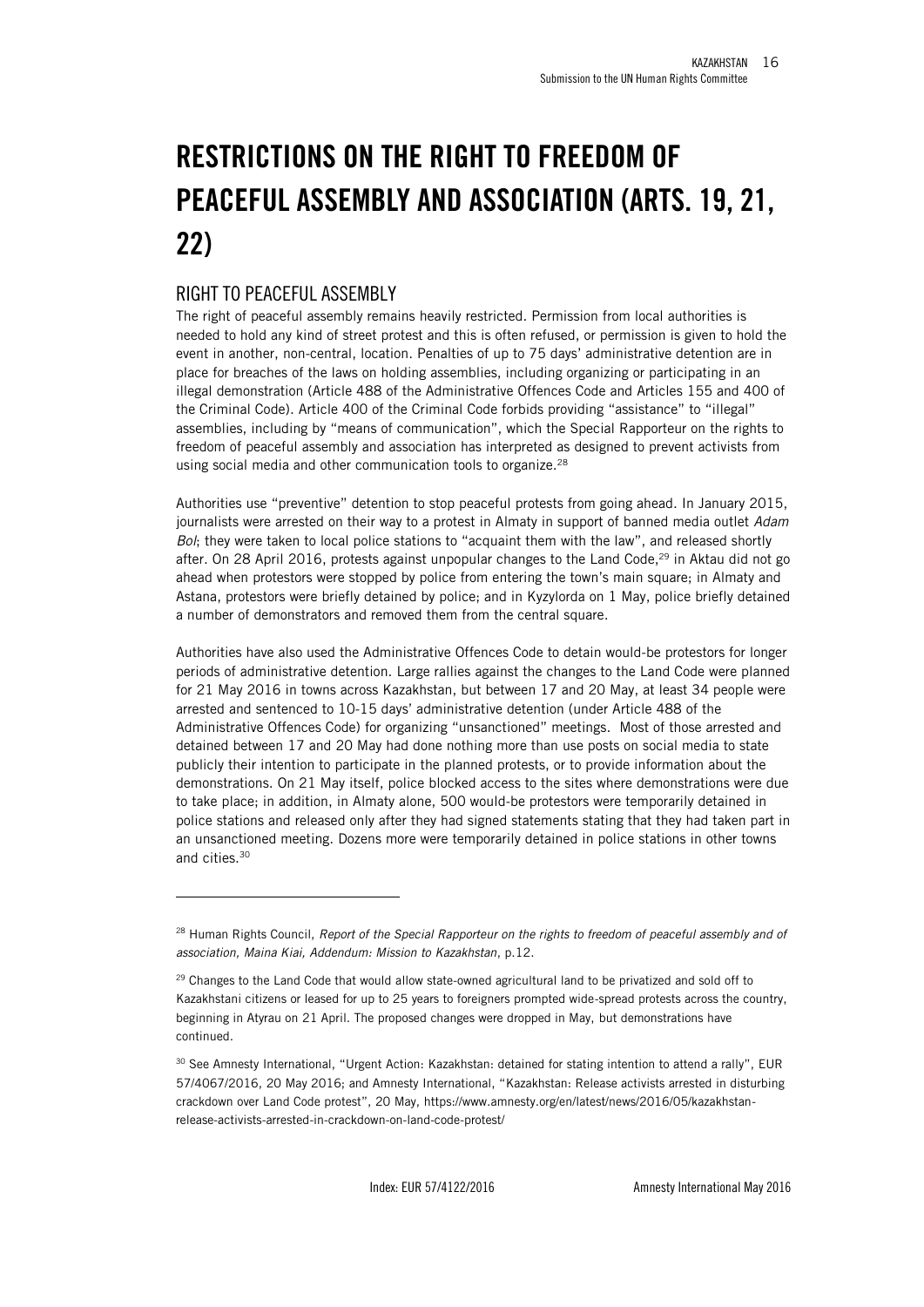# RESTRICTIONS ON THE RIGHT TO FREEDOM OF PEACEFUL ASSEMBLY AND ASSOCIATION (ARTS. 19, 21, 22)

## RIGHT TO PEACEFUL ASSEMBLY

The right of peaceful assembly remains heavily restricted. Permission from local authorities is needed to hold any kind of street protest and this is often refused, or permission is given to hold the event in another, non-central, location. Penalties of up to 75 days' administrative detention are in place for breaches of the laws on holding assemblies, including organizing or participating in an illegal demonstration (Article 488 of the Administrative Offences Code and Articles 155 and 400 of the Criminal Code). Article 400 of the Criminal Code forbids providing "assistance" to "illegal" assemblies, including by "means of communication", which the Special Rapporteur on the rights to freedom of peaceful assembly and association has interpreted as designed to prevent activists from using social media and other communication tools to organize.[28]

Authorities use "preventive" detention to stop peaceful protests from going ahead. In January 2015, journalists were arrested on their way to a protest in Almaty in support of banned media outlet *Adam Bol*; they were taken to local police stations to "acquaint them with the law", and released shortly after. On 28 April 2016, protests against unpopular changes to the Land Code,[29] in Aktau did not go ahead when protestors were stopped by police from entering the town's main square; in Almaty and Astana, protestors were briefly detained by police; and in Kyzylorda on 1 May, police briefly detained a number of demonstrators and removed them from the central square.

Authorities have also used the Administrative Offences Code to detain would-be protestors for longer periods of administrative detention. Large rallies against the changes to the Land Code were planned for 21 May 2016 in towns across Kazakhstan, but between 17 and 20 May, at least 34 people were arrested and sentenced to 10-15 days' administrative detention (under Article 488 of the Administrative Offences Code) for organizing "unsanctioned" meetings. Most of those arrested and detained between 17 and 20 May had done nothing more than use posts on social media to state publicly their intention to participate in the planned protests, or to provide information about the demonstrations. On 21 May itself, police blocked access to the sites where demonstrations were due to take place; in addition, in Almaty alone, 500 would-be protestors were temporarily detained in police stations and released only after they had signed statements stating that they had taken part in an unsanctioned meeting. Dozens more were temporarily detained in police stations in other towns and cities.[30]

---

[28] Human Rights Council, *Report of the Special Rapporteur on the rights to freedom of peaceful assembly and of association, Maina Kiai, Addendum: Mission to Kazakhstan*, p.12.

[29] Changes to the Land Code that would allow state-owned agricultural land to be privatized and sold off to Kazakhstani citizens or leased for up to 25 years to foreigners prompted wide-spread protests across the country, beginning in Atyrau on 21 April. The proposed changes were dropped in May, but demonstrations have continued.

[30] See Amnesty International, "Urgent Action: Kazakhstan: detained for stating intention to attend a rally", EUR 57/4067/2016, 20 May 2016; and Amnesty International, "Kazakhstan: Release activists arrested in disturbing crackdown over Land Code protest", 20 May, https://www.amnesty.org/en/latest/news/2016/05/kazakhstan-release-activists-arrested-in-crackdown-on-land-code-protest/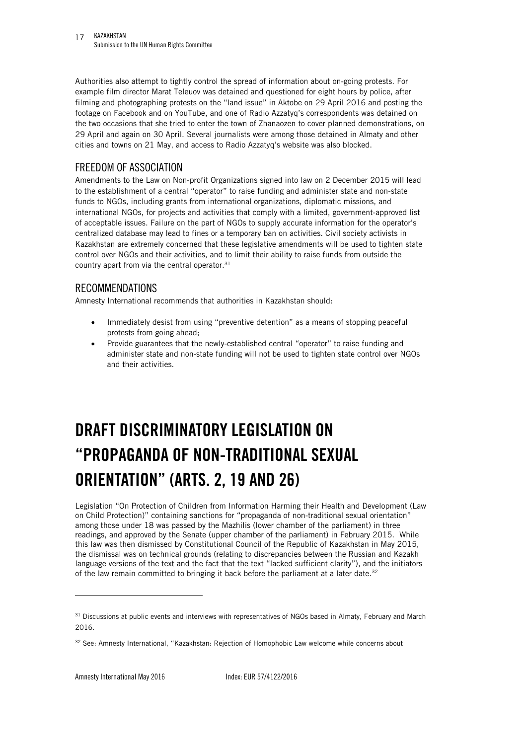Authorities also attempt to tightly control the spread of information about on-going protests. For example film director Marat Teleuov was detained and questioned for eight hours by police, after filming and photographing protests on the "land issue" in Aktobe on 29 April 2016 and posting the footage on Facebook and on YouTube, and one of Radio Azzatyq's correspondents was detained on the two occasions that she tried to enter the town of Zhanaozen to cover planned demonstrations, on 29 April and again on 30 April. Several journalists were among those detained in Almaty and other cities and towns on 21 May, and access to Radio Azzatyq's website was also blocked.

### FREEDOM OF ASSOCIATION

Amendments to the Law on Non-profit Organizations signed into law on 2 December 2015 will lead to the establishment of a central "operator" to raise funding and administer state and non-state funds to NGOs, including grants from international organizations, diplomatic missions, and international NGOs, for projects and activities that comply with a limited, government-approved list of acceptable issues. Failure on the part of NGOs to supply accurate information for the operator's centralized database may lead to fines or a temporary ban on activities. Civil society activists in Kazakhstan are extremely concerned that these legislative amendments will be used to tighten state control over NGOs and their activities, and to limit their ability to raise funds from outside the country apart from via the central operator.[31]

### RECOMMENDATIONS

Amnesty International recommends that authorities in Kazakhstan should:

- Immediately desist from using "preventive detention" as a means of stopping peaceful protests from going ahead;
- Provide guarantees that the newly-established central "operator" to raise funding and administer state and non-state funding will not be used to tighten state control over NGOs and their activities.

# DRAFT DISCRIMINATORY LEGISLATION ON "PROPAGANDA OF NON-TRADITIONAL SEXUAL ORIENTATION" (ARTS. 2, 19 AND 26)

Legislation "On Protection of Children from Information Harming their Health and Development (Law on Child Protection)" containing sanctions for "propaganda of non-traditional sexual orientation" among those under 18 was passed by the Mazhilis (lower chamber of the parliament) in three readings, and approved by the Senate (upper chamber of the parliament) in February 2015. While this law was then dismissed by Constitutional Council of the Republic of Kazakhstan in May 2015, the dismissal was on technical grounds (relating to discrepancies between the Russian and Kazakh language versions of the text and the fact that the text "lacked sufficient clarity"), and the initiators of the law remain committed to bringing it back before the parliament at a later date.[32]

---

[31] Discussions at public events and interviews with representatives of NGOs based in Almaty, February and March 2016.

[32] See: Amnesty International, "Kazakhstan: Rejection of Homophobic Law welcome while concerns about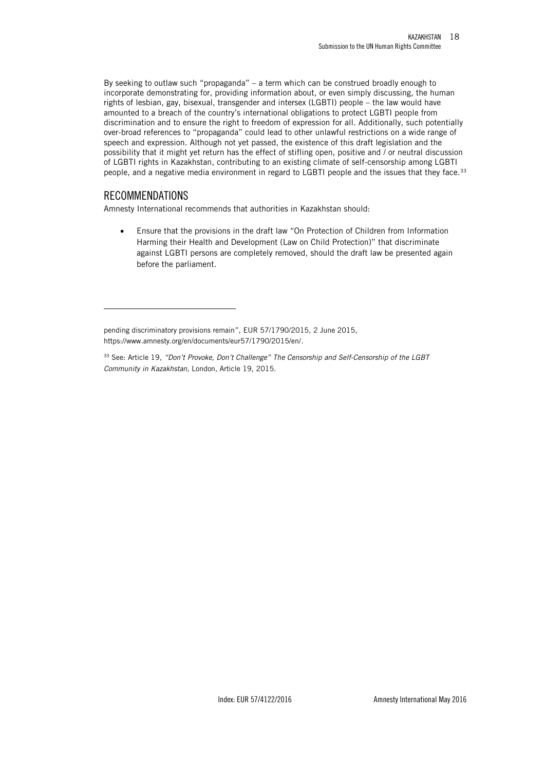By seeking to outlaw such "propaganda" – a term which can be construed broadly enough to incorporate demonstrating for, providing information about, or even simply discussing, the human rights of lesbian, gay, bisexual, transgender and intersex (LGBTI) people – the law would have amounted to a breach of the country's international obligations to protect LGBTI people from discrimination and to ensure the right to freedom of expression for all. Additionally, such potentially over-broad references to "propaganda" could lead to other unlawful restrictions on a wide range of speech and expression. Although not yet passed, the existence of this draft legislation and the possibility that it might yet return has the effect of stifling open, positive and / or neutral discussion of LGBTI rights in Kazakhstan, contributing to an existing climate of self-censorship among LGBTI people, and a negative media environment in regard to LGBTI people and the issues that they face.[33]

## RECOMMENDATIONS

Amnesty International recommends that authorities in Kazakhstan should:

- Ensure that the provisions in the draft law "On Protection of Children from Information Harming their Health and Development (Law on Child Protection)" that discriminate against LGBTI persons are completely removed, should the draft law be presented again before the parliament.

---

pending discriminatory provisions remain", EUR 57/1790/2015, 2 June 2015, https://www.amnesty.org/en/documents/eur57/1790/2015/en/.

[33] See: Article 19, *"Don't Provoke, Don't Challenge" The Censorship and Self-Censorship of the LGBT Community in Kazakhstan,* London, Article 19, 2015.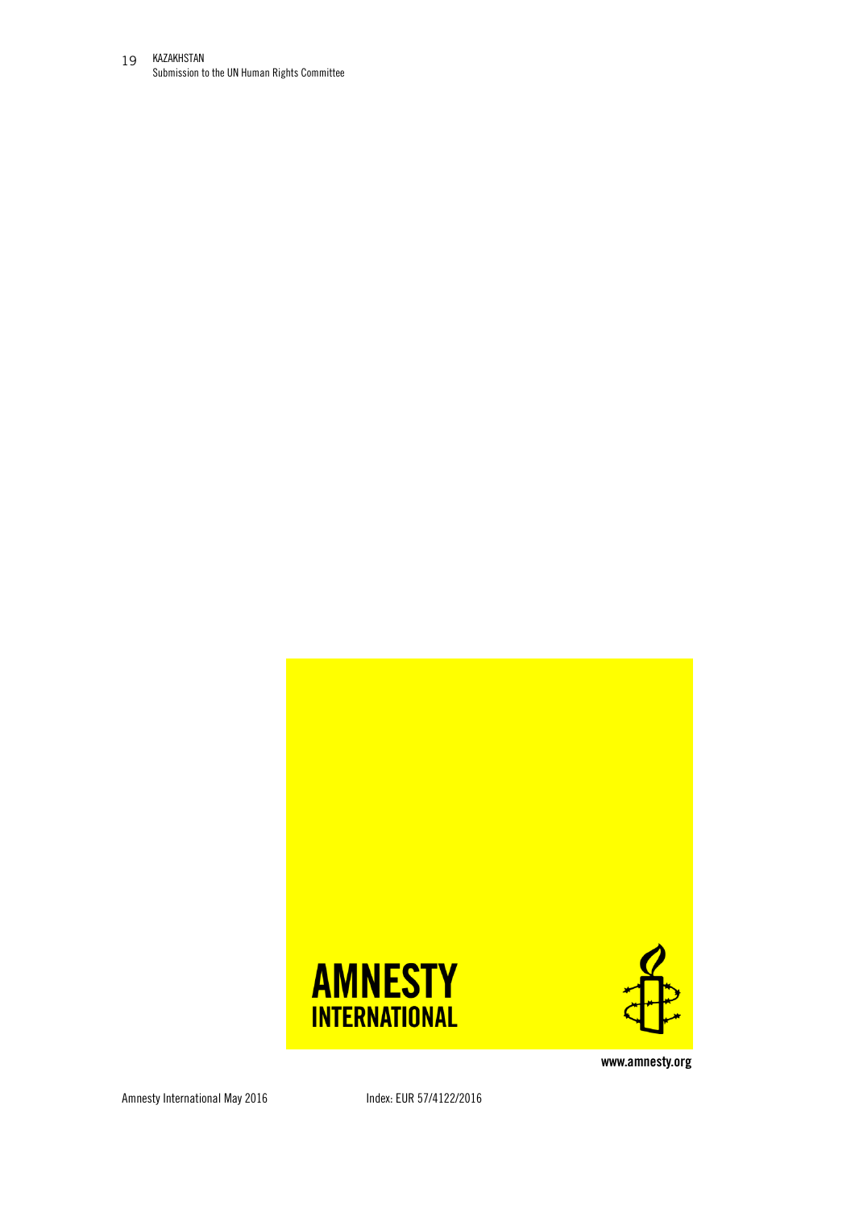AMNESTY INTERNATIONAL

www.amnesty.org